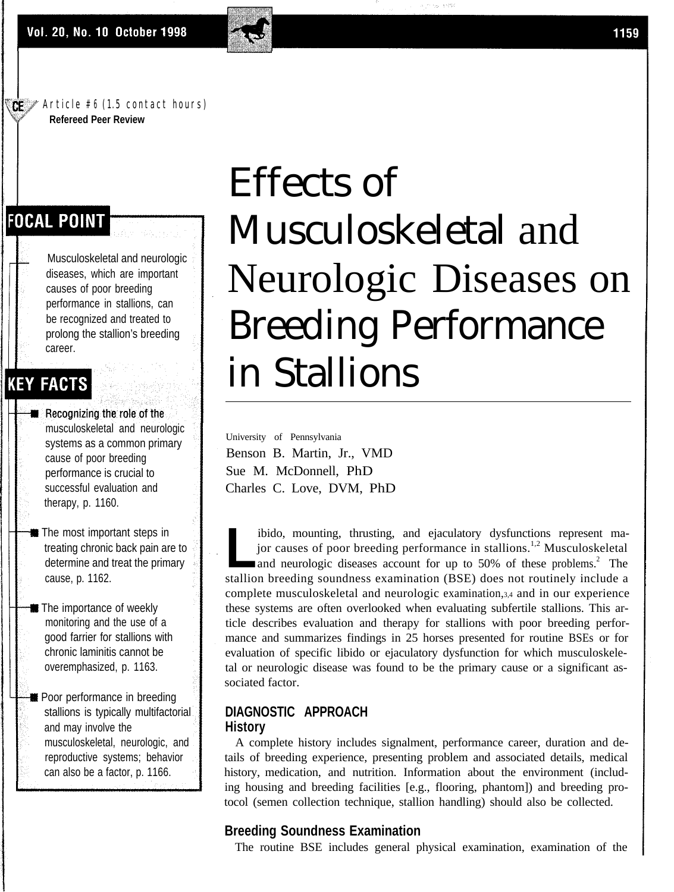CE Article #6 (1.5 contact hours)
**Refereed Peer Review**

# Effects of Musculoskeletal and Neurologic Diseases on Breeding Performance in Stallions

University of Pennsylvania
Benson B. Martin, Jr., VMD
Sue M. McDonnell, PhD
Charles C. Love, DVM, PhD

## FOCAL POINT

Musculoskeletal and neurologic diseases, which are important causes of poor breeding performance in stallions, can be recognized and treated to prolong the stallion's breeding career.

## KEY FACTS

- Recognizing the role of the musculoskeletal and neurologic systems as a common primary cause of poor breeding performance is crucial to successful evaluation and therapy, p. 1160.
- The most important steps in treating chronic back pain are to determine and treat the primary cause, p. 1162.
- The importance of weekly monitoring and the use of a good farrier for stallions with chronic laminitis cannot be overemphasized, p. 1163.
- Poor performance in breeding stallions is typically multifactorial and may involve the musculoskeletal, neurologic, and reproductive systems; behavior can also be a factor, p. 1166.

Libido, mounting, thrusting, and ejaculatory dysfunctions represent major causes of poor breeding performance in stallions.[1,2] Musculoskeletal and neurologic diseases account for up to 50% of these problems.[2] The stallion breeding soundness examination (BSE) does not routinely include a complete musculoskeletal and neurologic examination,[3,4] and in our experience these systems are often overlooked when evaluating subfertile stallions. This article describes evaluation and therapy for stallions with poor breeding performance and summarizes findings in 25 horses presented for routine BSEs or for evaluation of specific libido or ejaculatory dysfunction for which musculoskeletal or neurologic disease was found to be the primary cause or a significant associated factor.

## DIAGNOSTIC APPROACH

### History

A complete history includes signalment, performance career, duration and details of breeding experience, presenting problem and associated details, medical history, medication, and nutrition. Information about the environment (including housing and breeding facilities [e.g., flooring, phantom]) and breeding protocol (semen collection technique, stallion handling) should also be collected.

### Breeding Soundness Examination

The routine BSE includes general physical examination, examination of the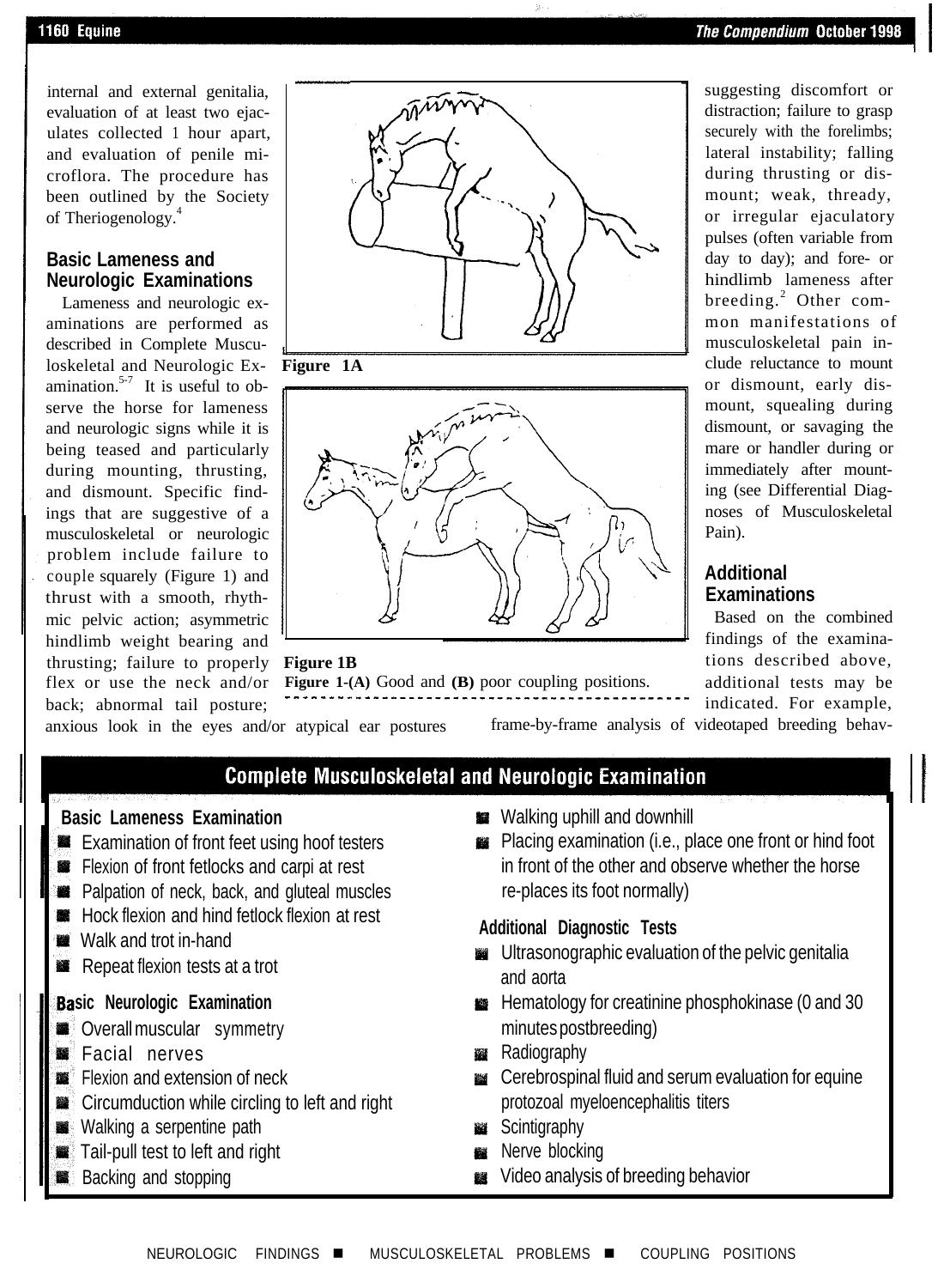internal and external genitalia, evaluation of at least two ejaculates collected 1 hour apart, and evaluation of penile microflora. The procedure has been outlined by the Society of Theriogenology.[4]

## Basic Lameness and Neurologic Examinations

Lameness and neurologic examinations are performed as described in Complete Musculoskeletal and Neurologic Examination.[5-7] It is useful to observe the horse for lameness and neurologic signs while it is being teased and particularly during mounting, thrusting, and dismount. Specific findings that are suggestive of a musculoskeletal or neurologic problem include failure to couple squarely (Figure 1) and thrust with a smooth, rhythmic pelvic action; asymmetric hindlimb weight bearing and thrusting; failure to properly flex or use the neck and/or back; abnormal tail posture; anxious look in the eyes and/or atypical ear postures suggesting discomfort or distraction; failure to grasp securely with the forelimbs; lateral instability; falling during thrusting or dismount; weak, thready, or irregular ejaculatory pulses (often variable from day to day); and fore- or hindlimb lameness after breeding.[2] Other common manifestations of musculoskeletal pain include reluctance to mount or dismount, early dismount, squealing during dismount, or savaging the mare or handler during or immediately after mounting (see Differential Diagnoses of Musculoskeletal Pain).

**Figure 1A**

**Figure 1B**

**Figure 1-(A)** Good and **(B)** poor coupling positions.

## Additional Examinations

Based on the combined findings of the examinations described above, additional tests may be indicated. For example, frame-by-frame analysis of videotaped breeding behav-

## Complete Musculoskeletal and Neurologic Examination

**Basic Lameness Examination**

- Examination of front feet using hoof testers
- Flexion of front fetlocks and carpi at rest
- Palpation of neck, back, and gluteal muscles
- Hock flexion and hind fetlock flexion at rest
- Walk and trot in-hand
- Repeat flexion tests at a trot

**Basic Neurologic Examination**

- Overall muscular symmetry
- Facial nerves
- Flexion and extension of neck
- Circumduction while circling to left and right
- Walking a serpentine path
- Tail-pull test to left and right
- Backing and stopping
- Walking uphill and downhill
- Placing examination (i.e., place one front or hind foot in front of the other and observe whether the horse re-places its foot normally)

**Additional Diagnostic Tests**

- Ultrasonographic evaluation of the pelvic genitalia and aorta
- Hematology for creatinine phosphokinase (0 and 30 minutes postbreeding)
- Radiography
- Cerebrospinal fluid and serum evaluation for equine protozoal myeloencephalitis titers
- Scintigraphy
- Nerve blocking
- Video analysis of breeding behavior

NEUROLOGIC FINDINGS ■ MUSCULOSKELETAL PROBLEMS ■ COUPLING POSITIONS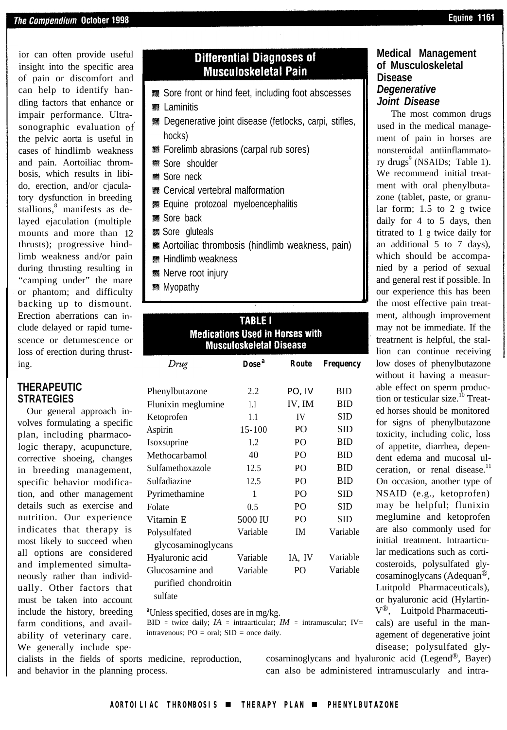ior can often provide useful insight into the specific area of pain or discomfort and can help to identify handling factors that enhance or impair performance. Ultrasonographic evaluation of the pelvic aorta is useful in cases of hindlimb weakness and pain. Aortoiliac thrombosis, which results in libido, erection, and/or ejaculatory dysfunction in breeding stallions,[8] manifests as delayed ejaculation (multiple mounts and more than 12 thrusts); progressive hindlimb weakness and/or pain during thrusting resulting in "camping under" the mare or phantom; and difficulty backing up to dismount. Erection aberrations can include delayed or rapid tumescence or detumescence or loss of erection during thrusting.

## THERAPEUTIC STRATEGIES

Our general approach involves formulating a specific plan, including pharmacologic therapy, acupuncture, corrective shoeing, changes in breeding management, specific behavior modification, and other management details such as exercise and nutrition. Our experience indicates that therapy is most likely to succeed when all options are considered and implemented simultaneously rather than individually. Other factors that must be taken into account include the history, breeding farm conditions, and availability of veterinary care. We generally include specialists in the fields of sports medicine, reproduction, and behavior in the planning process.

### Differential Diagnoses of Musculoskeletal Pain

- Sore front or hind feet, including foot abscesses
- Laminitis
- Degenerative joint disease (fetlocks, carpi, stifles, hocks)
- Forelimb abrasions (carpal rub sores)
- Sore shoulder
- Sore neck
- Cervical vertebral malformation
- Equine protozoal myeloencephalitis
- Sore back
- Sore gluteals
- Aortoiliac thrombosis (hindlimb weakness, pain)
- Hindlimb weakness
- Nerve root injury
- Myopathy

**TABLE I**
**Medications Used in Horses with Musculoskeletal Disease**

| *Drug* | Dose[a] | Route | Frequency |
|---|---|---|---|
| Phenylbutazone | 2.2 | PO, IV | BID |
| Flunixin meglumine | 1.1 | IV, IM | BID |
| Ketoprofen | 1.1 | IV | SID |
| Aspirin | 15-100 | PO | SID |
| Isoxsuprine | 1.2 | PO | BID |
| Methocarbamol | 40 | PO | BID |
| Sulfamethoxazole | 12.5 | PO | BID |
| Sulfadiazine | 12.5 | PO | BID |
| Pyrimethamine | 1 | PO | SID |
| Folate | 0.5 | PO | SID |
| Vitamin E | 5000 IU | PO | SID |
| Polysulfated glycosaminoglycans | Variable | IM | Variable |
| Hyaluronic acid | Variable | IA, IV | Variable |
| Glucosamine and purified chondroitin sulfate | Variable | PO | Variable |

[a]Unless specified, doses are in mg/kg.
BID = twice daily; *IA* = intraarticular; *IM* = intramuscular; IV= intravenous; PO = oral; SID = once daily.

## Medical Management of Musculoskeletal Disease

### *Degenerative Joint Disease*

The most common drugs used in the medical management of pain in horses are nonsteroidal antiinflammatory drugs[9] (NSAIDs; Table 1). We recommend initial treatment with oral phenylbutazone (tablet, paste, or granular form; 1.5 to 2 g twice daily for 4 to 5 days, then titrated to 1 g twice daily for an additional 5 to 7 days), which should be accompanied by a period of sexual and general rest if possible. In our experience this has been the most effective pain treatment, although improvement may not be immediate. If the treatment is helpful, the stallion can continue receiving low doses of phenylbutazone without it having a measurable effect on sperm production or testicular size.[10] Treated horses should be monitored for signs of phenylbutazone toxicity, including colic, loss of appetite, diarrhea, dependent edema and mucosal ulceration, or renal disease.[11] On occasion, another type of NSAID (e.g., ketoprofen) may be helpful; flunixin meglumine and ketoprofen are also commonly used for initial treatment. Intraarticular medications such as corticosteroids, polysulfated glycosaminoglycans (Adequan®, Luitpold Pharmaceuticals), or hyaluronic acid (Hylartin-V®, Luitpold Pharmaceuticals) are useful in the management of degenerative joint disease; polysulfated glycosarninoglycans and hyaluronic acid (Legend®, Bayer) can also be administered intramuscularly and intra-

AORTOILIAC THROMBOSIS ■ THERAPY PLAN ■ PHENYLBUTAZONE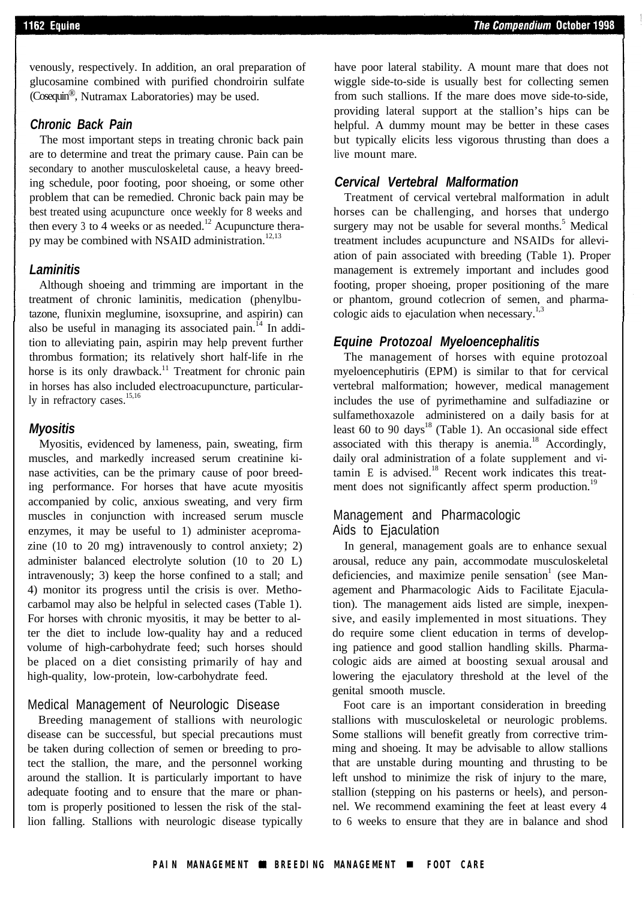venously, respectively. In addition, an oral preparation of glucosamine combined with purified chondroirin sulfate (Cosequin®, Nutramax Laboratories) may be used.

### Chronic Back Pain

The most important steps in treating chronic back pain are to determine and treat the primary cause. Pain can be secondary to another musculoskeletal cause, a heavy breeding schedule, poor footing, poor shoeing, or some other problem that can be remedied. Chronic back pain may be best treated using acupuncture once weekly for 8 weeks and then every 3 to 4 weeks or as needed.[12] Acupuncture therapy may be combined with NSAID administration.[12,13]

### Laminitis

Although shoeing and trimming are important in the treatment of chronic laminitis, medication (phenylbutazone, flunixin meglumine, isoxsuprine, and aspirin) can also be useful in managing its associated pain.[14] In addition to alleviating pain, aspirin may help prevent further thrombus formation; its relatively short half-life in rhe horse is its only drawback.[11] Treatment for chronic pain in horses has also included electroacupuncture, particularly in refractory cases.[15,16]

### Myositis

Myositis, evidenced by lameness, pain, sweating, firm muscles, and markedly increased serum creatinine kinase activities, can be the primary cause of poor breeding performance. For horses that have acute myositis accompanied by colic, anxious sweating, and very firm muscles in conjunction with increased serum muscle enzymes, it may be useful to 1) administer acepromazine (10 to 20 mg) intravenously to control anxiety; 2) administer balanced electrolyte solution (10 to 20 L) intravenously; 3) keep the horse confined to a stall; and 4) monitor its progress until the crisis is over. Methocarbamol may also be helpful in selected cases (Table 1). For horses with chronic myositis, it may be better to alter the diet to include low-quality hay and a reduced volume of high-carbohydrate feed; such horses should be placed on a diet consisting primarily of hay and high-quality, low-protein, low-carbohydrate feed.

## Medical Management of Neurologic Disease

Breeding management of stallions with neurologic disease can be successful, but special precautions must be taken during collection of semen or breeding to protect the stallion, the mare, and the personnel working around the stallion. It is particularly important to have adequate footing and to ensure that the mare or phantom is properly positioned to lessen the risk of the stallion falling. Stallions with neurologic disease typically have poor lateral stability. A mount mare that does not wiggle side-to-side is usually best for collecting semen from such stallions. If the mare does move side-to-side, providing lateral support at the stallion's hips can be helpful. A dummy mount may be better in these cases but typically elicits less vigorous thrusting than does a live mount mare.

### Cervical Vertebral Malformation

Treatment of cervical vertebral malformation in adult horses can be challenging, and horses that undergo surgery may not be usable for several months.[5] Medical treatment includes acupuncture and NSAIDs for alleviation of pain associated with breeding (Table 1). Proper management is extremely important and includes good footing, proper shoeing, proper positioning of the mare or phantom, ground cotlecrion of semen, and pharmacologic aids to ejaculation when necessary.[1,3]

### Equine Protozoal Myeloencephalitis

The management of horses with equine protozoal myeloencephutiris (EPM) is similar to that for cervical vertebral malformation; however, medical management includes the use of pyrimethamine and sulfadiazine or sulfamethoxazole administered on a daily basis for at least 60 to 90 days[18] (Table 1). An occasional side effect associated with this therapy is anemia.[18] Accordingly, daily oral administration of a folate supplement and vitamin E is advised.[18] Recent work indicates this treatment does not significantly affect sperm production.[19]

## Management and Pharmacologic Aids to Ejaculation

In general, management goals are to enhance sexual arousal, reduce any pain, accommodate musculoskeletal deficiencies, and maximize penile sensation[1] (see Management and Pharmacologic Aids to Facilitate Ejaculation). The management aids listed are simple, inexpensive, and easily implemented in most situations. They do require some client education in terms of developing patience and good stallion handling skills. Pharmacologic aids are aimed at boosting sexual arousal and lowering the ejaculatory threshold at the level of the genital smooth muscle.

Foot care is an important consideration in breeding stallions with musculoskeletal or neurologic problems. Some stallions will benefit greatly from corrective trimming and shoeing. It may be advisable to allow stallions that are unstable during mounting and thrusting to be left unshod to minimize the risk of injury to the mare, stallion (stepping on his pasterns or heels), and personnel. We recommend examining the feet at least every 4 to 6 weeks to ensure that they are in balance and shod

PAIN MANAGEMENT ■ BREEDING MANAGEMENT ■ FOOT CARE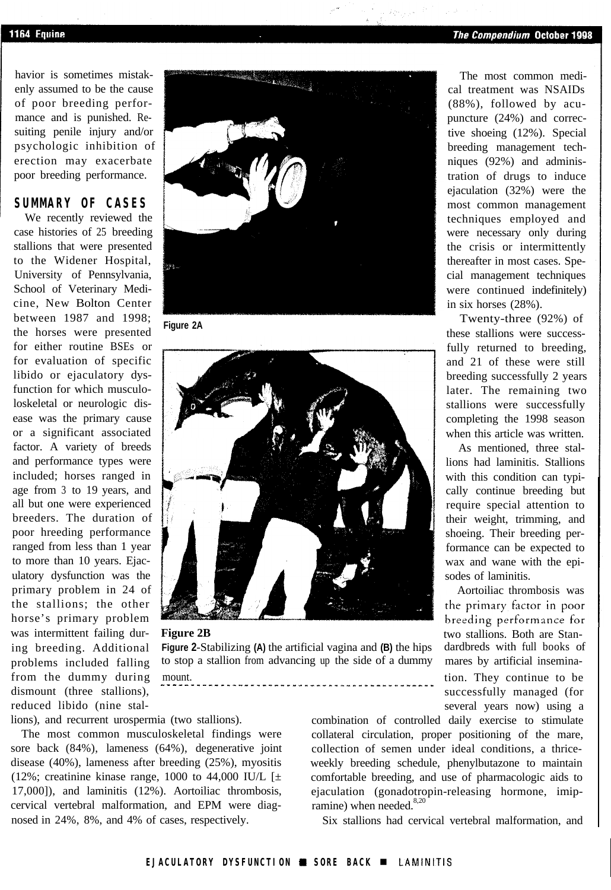havior is sometimes mistakenly assumed to be the cause of poor breeding performance and is punished. Resulting penile injury and/or psychologic inhibition of erection may exacerbate poor breeding performance.

## SUMMARY OF CASES

We recently reviewed the case histories of 25 breeding stallions that were presented to the Widener Hospital, University of Pennsylvania, School of Veterinary Medicine, New Bolton Center between 1987 and 1998; the horses were presented for either routine BSEs or for evaluation of specific libido or ejaculatory dysfunction for which musculoloskeletal or neurologic disease was the primary cause or a significant associated factor. A variety of breeds and performance types were included; horses ranged in age from 3 to 19 years, and all but one were experienced breeders. The duration of poor hreeding performance ranged from less than 1 year to more than 10 years. Ejaculatory dysfunction was the primary problem in 24 of the stallions; the other horse's primary problem was intermittent failing during breeding. Additional problems included falling from the dummy during dismount (three stallions), reduced libido (nine stallions), and recurrent urospermia (two stallions).

The most common musculoskeletal findings were sore back (84%), lameness (64%), degenerative joint disease (40%), lameness after breeding (25%), myositis (12%; creatinine kinase range, 1000 to 44,000 IU/L [± 17,000]), and laminitis (12%). Aortoiliac thrombosis, cervical vertebral malformation, and EPM were diagnosed in 24%, 8%, and 4% of cases, respectively.

Figure 2A

Figure 2B

**Figure 2**-Stabilizing **(A)** the artificial vagina and **(B)** the hips to stop a stallion from advancing up the side of a dummy mount.

The most common medical treatment was NSAIDs (88%), followed by acupuncture (24%) and corrective shoeing (12%). Special breeding management techniques (92%) and administration of drugs to induce ejaculation (32%) were the most common management techniques employed and were necessary only during the crisis or intermittently thereafter in most cases. Special management techniques were continued indefinitely) in six horses (28%).

Twenty-three (92%) of these stallions were successfully returned to breeding, and 21 of these were still breeding successfully 2 years later. The remaining two stallions were successfully completing the 1998 season when this article was written.

As mentioned, three stallions had laminitis. Stallions with this condition can typically continue breeding but require special attention to their weight, trimming, and shoeing. Their breeding performance can be expected to wax and wane with the episodes of laminitis.

Aortoiliac thrombosis was the primary factor in poor breeding performance for two stallions. Both are Standardbreds with full books of mares by artificial insemination. They continue to be successfully managed (for several years now) using a combination of controlled daily exercise to stimulate collateral circulation, proper positioning of the mare, collection of semen under ideal conditions, a thrice-weekly breeding schedule, phenylbutazone to maintain comfortable breeding, and use of pharmacologic aids to ejaculation (gonadotropin-releasing hormone, imipramine) when needed.[8,20]

Six stallions had cervical vertebral malformation, and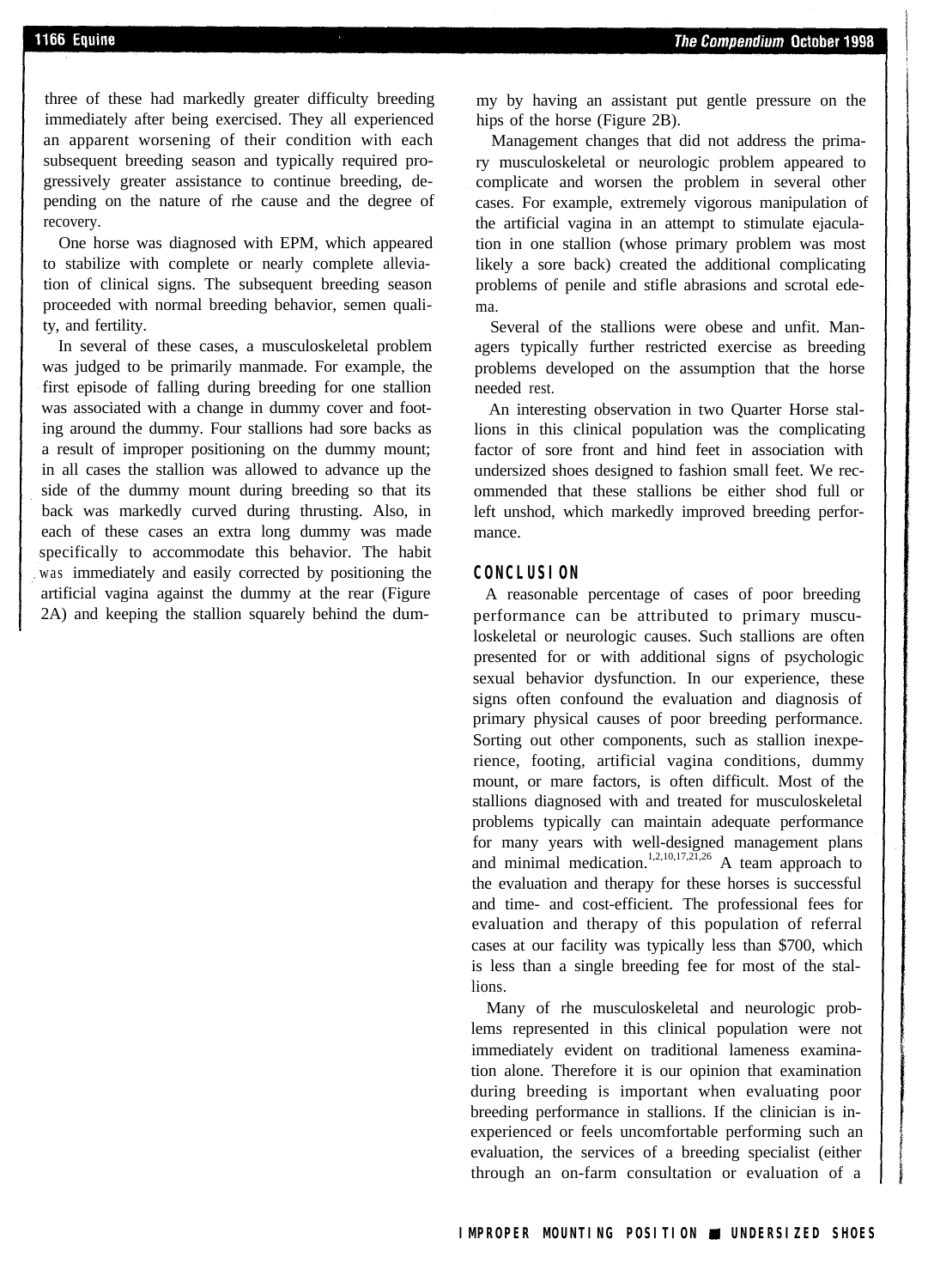three of these had markedly greater difficulty breeding immediately after being exercised. They all experienced an apparent worsening of their condition with each subsequent breeding season and typically required progressively greater assistance to continue breeding, depending on the nature of rhe cause and the degree of recovery.

One horse was diagnosed with EPM, which appeared to stabilize with complete or nearly complete alleviation of clinical signs. The subsequent breeding season proceeded with normal breeding behavior, semen quality, and fertility.

In several of these cases, a musculoskeletal problem was judged to be primarily manmade. For example, the first episode of falling during breeding for one stallion was associated with a change in dummy cover and footing around the dummy. Four stallions had sore backs as a result of improper positioning on the dummy mount; in all cases the stallion was allowed to advance up the side of the dummy mount during breeding so that its back was markedly curved during thrusting. Also, in each of these cases an extra long dummy was made specifically to accommodate this behavior. The habit was immediately and easily corrected by positioning the artificial vagina against the dummy at the rear (Figure 2A) and keeping the stallion squarely behind the dummy by having an assistant put gentle pressure on the hips of the horse (Figure 2B).

Management changes that did not address the primary musculoskeletal or neurologic problem appeared to complicate and worsen the problem in several other cases. For example, extremely vigorous manipulation of the artificial vagina in an attempt to stimulate ejaculation in one stallion (whose primary problem was most likely a sore back) created the additional complicating problems of penile and stifle abrasions and scrotal edema.

Several of the stallions were obese and unfit. Managers typically further restricted exercise as breeding problems developed on the assumption that the horse needed rest.

An interesting observation in two Quarter Horse stallions in this clinical population was the complicating factor of sore front and hind feet in association with undersized shoes designed to fashion small feet. We recommended that these stallions be either shod full or left unshod, which markedly improved breeding performance.

## CONCLUSION

A reasonable percentage of cases of poor breeding performance can be attributed to primary musculoskeletal or neurologic causes. Such stallions are often presented for or with additional signs of psychologic sexual behavior dysfunction. In our experience, these signs often confound the evaluation and diagnosis of primary physical causes of poor breeding performance. Sorting out other components, such as stallion inexperience, footing, artificial vagina conditions, dummy mount, or mare factors, is often difficult. Most of the stallions diagnosed with and treated for musculoskeletal problems typically can maintain adequate performance for many years with well-designed management plans and minimal medication.[1,2,10,17,21,26] A team approach to the evaluation and therapy for these horses is successful and time- and cost-efficient. The professional fees for evaluation and therapy of this population of referral cases at our facility was typically less than $700, which is less than a single breeding fee for most of the stallions.

Many of rhe musculoskeletal and neurologic problems represented in this clinical population were not immediately evident on traditional lameness examination alone. Therefore it is our opinion that examination during breeding is important when evaluating poor breeding performance in stallions. If the clinician is inexperienced or feels uncomfortable performing such an evaluation, the services of a breeding specialist (either through an on-farm consultation or evaluation of a

IMPROPER MOUNTING POSITION ■ UNDERSIZED SHOES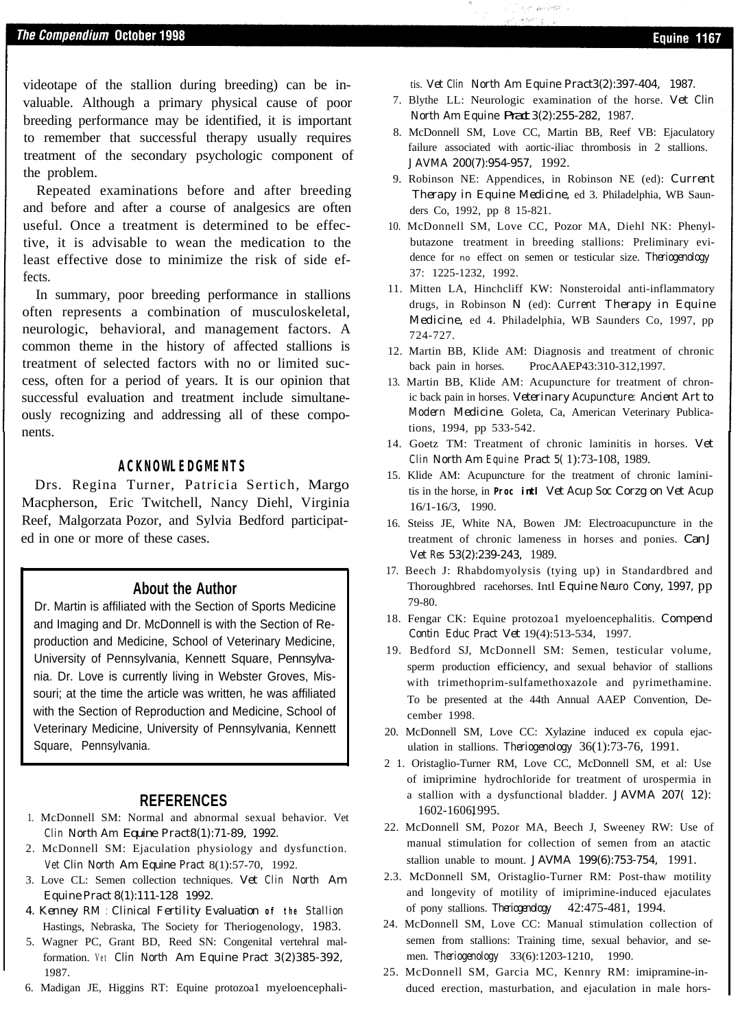videotape of the stallion during breeding) can be invaluable. Although a primary physical cause of poor breeding performance may be identified, it is important to remember that successful therapy usually requires treatment of the secondary psychologic component of the problem.

Repeated examinations before and after breeding and before and after a course of analgesics are often useful. Once a treatment is determined to be effective, it is advisable to wean the medication to the least effective dose to minimize the risk of side effects.

In summary, poor breeding performance in stallions often represents a combination of musculoskeletal, neurologic, behavioral, and management factors. A common theme in the history of affected stallions is treatment of selected factors with no or limited success, often for a period of years. It is our opinion that successful evaluation and treatment include simultaneously recognizing and addressing all of these components.

## ACKNOWLEDGMENTS

Drs. Regina Turner, Patricia Sertich, Margo Macpherson, Eric Twitchell, Nancy Diehl, Virginia Reef, Malgorzata Pozor, and Sylvia Bedford participated in one or more of these cases.

### About the Author

Dr. Martin is affiliated with the Section of Sports Medicine and Imaging and Dr. McDonnell is with the Section of Reproduction and Medicine, School of Veterinary Medicine, University of Pennsylvania, Kennett Square, Pennsylvania. Dr. Love is currently living in Webster Groves, Missouri; at the time the article was written, he was affiliated with the Section of Reproduction and Medicine, School of Veterinary Medicine, University of Pennsylvania, Kennett Square, Pennsylvania.

## REFERENCES

1. McDonnell SM: Normal and abnormal sexual behavior. *Vet Clin North Am Equine Pract* 8(1):71-89, 1992.
2. McDonnell SM: Ejaculation physiology and dysfunction. *Vet Clin North Am Equine Pract* 8(1):57-70, 1992.
3. Love CL: Semen collection techniques. *Vet Clin North Am Equine Pract* 8(1):111-128 1992.
4. Kenney RM : *Clinical Fertility Evaluation of the Stallion* Hastings, Nebraska, The Society for Theriogenology, 1983.
5. Wagner PC, Grant BD, Reed SN: Congenital vertehral malformation. *Vet Clin North Am Equine Pract* 3(2)385-392, 1987.
6. Madigan JE, Higgins RT: Equine protozoa1 myeloencephalitis. *Vet Clin North Am Equine Pract* 3(2):397-404, 1987.
7. Blythe LL: Neurologic examination of the horse. *Vet Clin North Am Equine Pract* 3(2):255-282, 1987.
8. McDonnell SM, Love CC, Martin BB, Reef VB: Ejaculatory failure associated with aortic-iliac thrombosis in 2 stallions. *JAVMA* 200(7):954-957, 1992.
9. Robinson NE: Appendices, in Robinson NE (ed): *Current Therapy in Equine Medicine*, ed 3. Philadelphia, WB Saunders Co, 1992, pp 8 15-821.
10. McDonnell SM, Love CC, Pozor MA, Diehl NK: Phenylbutazone treatment in breeding stallions: Preliminary evidence for no effect on semen or testicular size. *Theriogenology* 37: 1225-1232, 1992.
11. Mitten LA, Hinchcliff KW: Nonsteroidal anti-inflammatory drugs, in Robinson N (ed): *Current Therapy in Equine Medicine*, ed 4. Philadelphia, WB Saunders Co, 1997, pp 724-727.
12. Martin BB, Klide AM: Diagnosis and treatment of chronic back pain in horses. *ProcAAEP* 43:310-312,1997.
13. Martin BB, Klide AM: Acupuncture for treatment of chronic back pain in horses. *Veterinary Acupuncture: Ancient Art to Modern Medicine.* Goleta, Ca, American Veterinary Publications, 1994, pp 533-542.
14. Goetz TM: Treatment of chronic laminitis in horses. *Vet Clin North Am Equine Pract* 5( 1):73-108, 1989.
15. Klide AM: Acupuncture for the treatment of chronic laminitis in the horse, in *Proc intl Vet Acup Soc Corzg on Vet Acup* 16/1-16/3, 1990.
16. Steiss JE, White NA, Bowen JM: Electroacupuncture in the treatment of chronic lameness in horses and ponies. *Can J Vet Res* 53(2):239-243, 1989.
17. Beech J: Rhabdomyolysis (tying up) in Standardbred and Thoroughbred racehorses. *Intl Equine Neuro Cony*, 1997, pp 79-80.
18. Fengar CK: Equine protozoa1 myeloencephalitis. *Compend Contin Educ Pract Vet* 19(4):513-534, 1997.
19. Bedford SJ, McDonnell SM: Semen, testicular volume, sperm production efficiency, and sexual behavior of stallions with trimethoprim-sulfamethoxazole and pyrimethamine. To be presented at the 44th Annual AAEP Convention, December 1998.
20. McDonnell SM, Love CC: Xylazine induced ex copula ejaculation in stallions. *Theriogenology* 36(1):73-76, 1991.
21. Oristaglio-Turner RM, Love CC, McDonnell SM, et al: Use of imiprimine hydrochloride for treatment of urospermia in a stallion with a dysfunctional bladder. *JAVMA* 207( 12): 1602-1606,1995.
22. McDonnell SM, Pozor MA, Beech J, Sweeney RW: Use of manual stimulation for collection of semen from an atactic stallion unable to mount. *JAVMA* 199(6):753-754, 1991.
23. McDonnell SM, Oristaglio-Turner RM: Post-thaw motility and longevity of motility of imiprimine-induced ejaculates of pony stallions. *Theriogenology* 42:475-481, 1994.
24. McDonnell SM, Love CC: Manual stimulation collection of semen from stallions: Training time, sexual behavior, and semen. *Theriogenology* 33(6):1203-1210, 1990.
25. McDonnell SM, Garcia MC, Kenrry RM: imipramine-induced erection, masturbation, and ejaculation in male hors-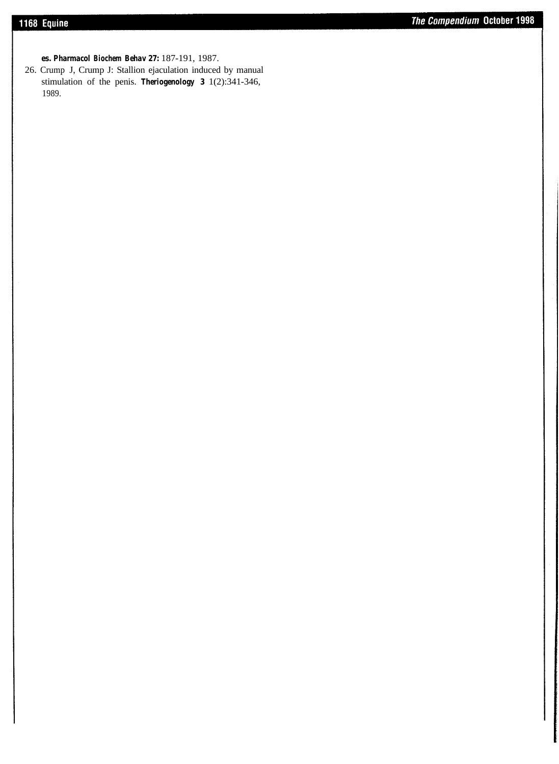es. **Pharmacol Biochem Behav 27:** 187-191, 1987.

26. Crump J, Crump J: Stallion ejaculation induced by manual stimulation of the penis. **Theriogenology 3** 1(2):341-346, 1989.